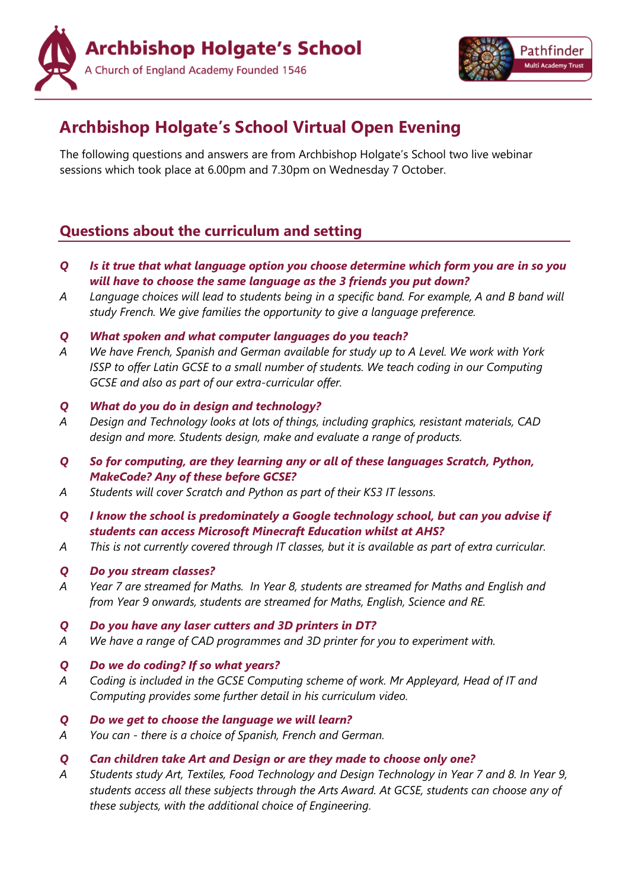Archbishop Holgate's School

A Church of England Academy Founded 1546

Pathfinder Multi Academy Trust

# Archbishop Holgate's School Virtual Open Evening

The following questions and answers are from Archbishop Holgate's School two live webinar sessions which took place at 6.00pm and 7.30pm on Wednesday 7 October.

## Questions about the curriculum and setting

**Q** ***Is it true that what language option you choose determine which form you are in so you will have to choose the same language as the 3 friends you put down?***

**A** *Language choices will lead to students being in a specific band. For example, A and B band will study French. We give families the opportunity to give a language preference.*

**Q** ***What spoken and what computer languages do you teach?***

**A** *We have French, Spanish and German available for study up to A Level. We work with York ISSP to offer Latin GCSE to a small number of students. We teach coding in our Computing GCSE and also as part of our extra-curricular offer.*

**Q** ***What do you do in design and technology?***

**A** *Design and Technology looks at lots of things, including graphics, resistant materials, CAD design and more. Students design, make and evaluate a range of products.*

**Q** ***So for computing, are they learning any or all of these languages Scratch, Python, MakeCode? Any of these before GCSE?***

**A** *Students will cover Scratch and Python as part of their KS3 IT lessons.*

**Q** ***I know the school is predominately a Google technology school, but can you advise if students can access Microsoft Minecraft Education whilst at AHS?***

**A** *This is not currently covered through IT classes, but it is available as part of extra curricular.*

**Q** ***Do you stream classes?***

**A** *Year 7 are streamed for Maths. In Year 8, students are streamed for Maths and English and from Year 9 onwards, students are streamed for Maths, English, Science and RE.*

**Q** ***Do you have any laser cutters and 3D printers in DT?***

**A** *We have a range of CAD programmes and 3D printer for you to experiment with.*

**Q** ***Do we do coding? If so what years?***

**A** *Coding is included in the GCSE Computing scheme of work. Mr Appleyard, Head of IT and Computing provides some further detail in his curriculum video.*

**Q** ***Do we get to choose the language we will learn?***

**A** *You can - there is a choice of Spanish, French and German.*

**Q** ***Can children take Art and Design or are they made to choose only one?***

**A** *Students study Art, Textiles, Food Technology and Design Technology in Year 7 and 8. In Year 9, students access all these subjects through the Arts Award. At GCSE, students can choose any of these subjects, with the additional choice of Engineering.*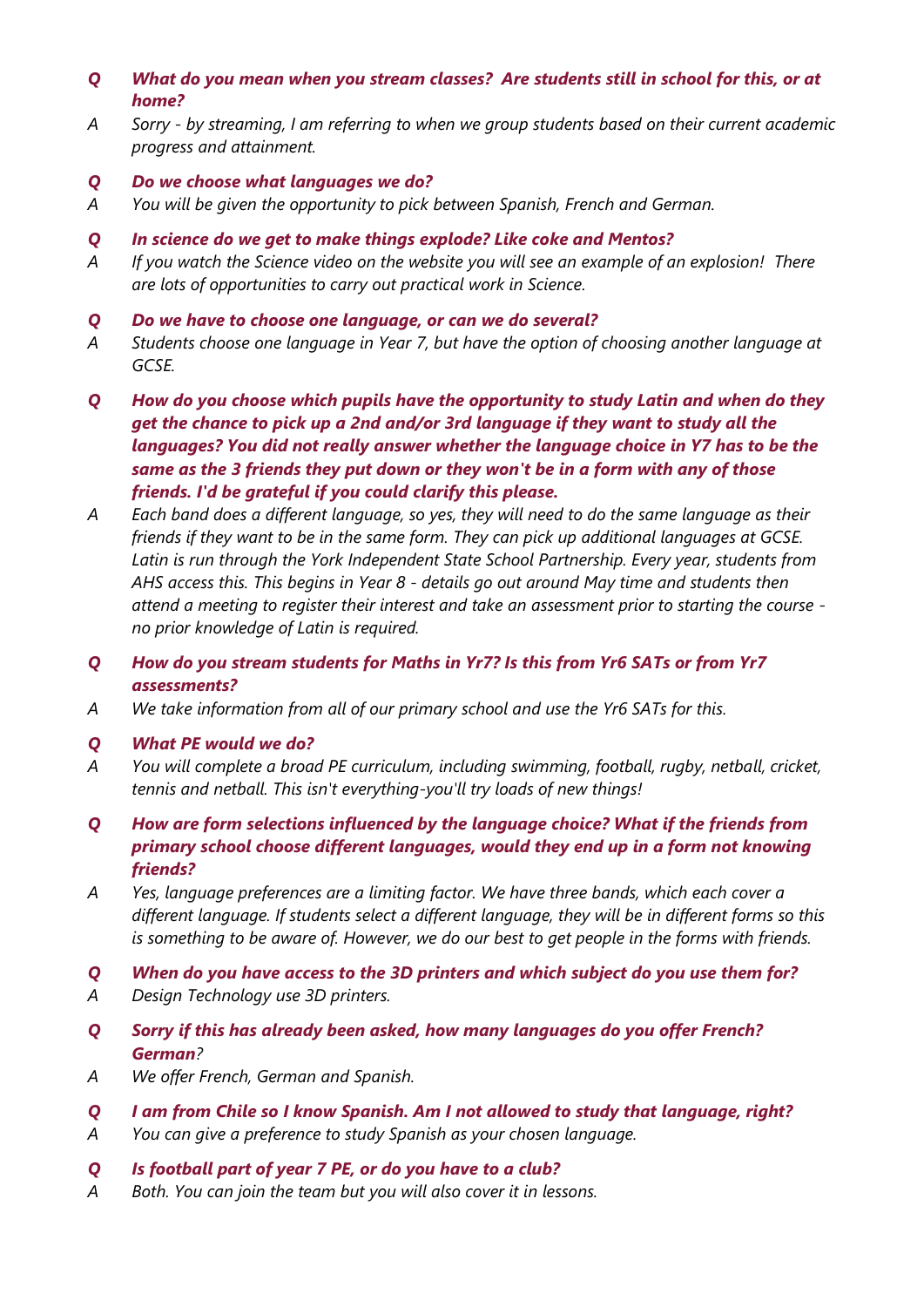***Q*** ***What do you mean when you stream classes? Are students still in school for this, or at home?***

*A* *Sorry - by streaming, I am referring to when we group students based on their current academic progress and attainment.*

***Q*** ***Do we choose what languages we do?***

*A* *You will be given the opportunity to pick between Spanish, French and German.*

***Q*** ***In science do we get to make things explode? Like coke and Mentos?***

*A* *If you watch the Science video on the website you will see an example of an explosion! There are lots of opportunities to carry out practical work in Science.*

***Q*** ***Do we have to choose one language, or can we do several?***

*A* *Students choose one language in Year 7, but have the option of choosing another language at GCSE.*

***Q*** ***How do you choose which pupils have the opportunity to study Latin and when do they get the chance to pick up a 2nd and/or 3rd language if they want to study all the languages? You did not really answer whether the language choice in Y7 has to be the same as the 3 friends they put down or they won't be in a form with any of those friends. I'd be grateful if you could clarify this please.***

*A* *Each band does a different language, so yes, they will need to do the same language as their friends if they want to be in the same form. They can pick up additional languages at GCSE. Latin is run through the York Independent State School Partnership. Every year, students from AHS access this. This begins in Year 8 - details go out around May time and students then attend a meeting to register their interest and take an assessment prior to starting the course - no prior knowledge of Latin is required.*

***Q*** ***How do you stream students for Maths in Yr7? Is this from Yr6 SATs or from Yr7 assessments?***

*A* *We take information from all of our primary school and use the Yr6 SATs for this.*

***Q*** ***What PE would we do?***

*A* *You will complete a broad PE curriculum, including swimming, football, rugby, netball, cricket, tennis and netball. This isn't everything-you'll try loads of new things!*

***Q*** ***How are form selections influenced by the language choice? What if the friends from primary school choose different languages, would they end up in a form not knowing friends?***

*A* *Yes, language preferences are a limiting factor. We have three bands, which each cover a different language. If students select a different language, they will be in different forms so this is something to be aware of. However, we do our best to get people in the forms with friends.*

***Q*** ***When do you have access to the 3D printers and which subject do you use them for?***

*A* *Design Technology use 3D printers.*

***Q*** ***Sorry if this has already been asked, how many languages do you offer French? German?***

*A* *We offer French, German and Spanish.*

***Q*** ***I am from Chile so I know Spanish. Am I not allowed to study that language, right?***

*A* *You can give a preference to study Spanish as your chosen language.*

***Q*** ***Is football part of year 7 PE, or do you have to a club?***

*A* *Both. You can join the team but you will also cover it in lessons.*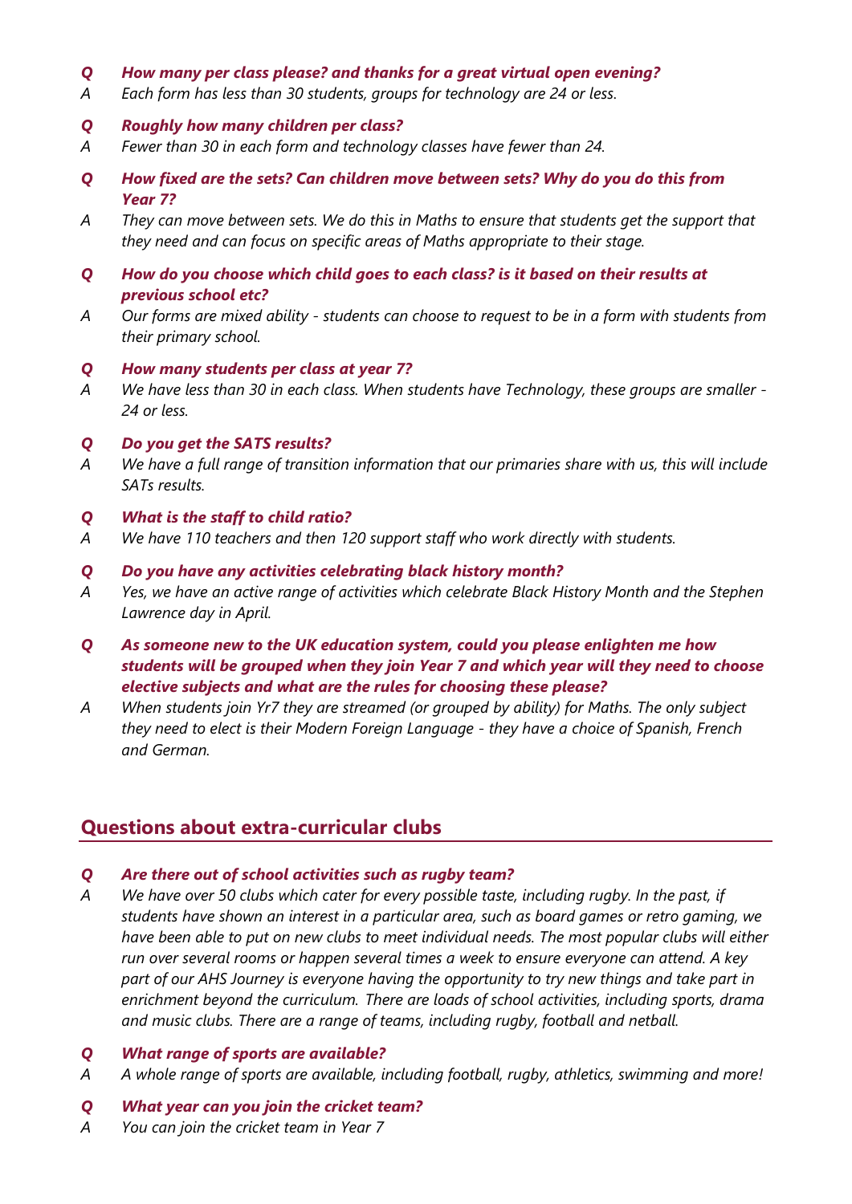***Q How many per class please? and thanks for a great virtual open evening?***

*A Each form has less than 30 students, groups for technology are 24 or less.*

***Q Roughly how many children per class?***

*A Fewer than 30 in each form and technology classes have fewer than 24.*

***Q How fixed are the sets? Can children move between sets? Why do you do this from Year 7?***

*A They can move between sets. We do this in Maths to ensure that students get the support that they need and can focus on specific areas of Maths appropriate to their stage.*

***Q How do you choose which child goes to each class? is it based on their results at previous school etc?***

*A Our forms are mixed ability - students can choose to request to be in a form with students from their primary school.*

***Q How many students per class at year 7?***

*A We have less than 30 in each class. When students have Technology, these groups are smaller - 24 or less.*

***Q Do you get the SATS results?***

*A We have a full range of transition information that our primaries share with us, this will include SATs results.*

***Q What is the staff to child ratio?***

*A We have 110 teachers and then 120 support staff who work directly with students.*

***Q Do you have any activities celebrating black history month?***

*A Yes, we have an active range of activities which celebrate Black History Month and the Stephen Lawrence day in April.*

***Q As someone new to the UK education system, could you please enlighten me how students will be grouped when they join Year 7 and which year will they need to choose elective subjects and what are the rules for choosing these please?***

*A When students join Yr7 they are streamed (or grouped by ability) for Maths. The only subject they need to elect is their Modern Foreign Language - they have a choice of Spanish, French and German.*

## Questions about extra-curricular clubs

***Q Are there out of school activities such as rugby team?***

*A We have over 50 clubs which cater for every possible taste, including rugby. In the past, if students have shown an interest in a particular area, such as board games or retro gaming, we have been able to put on new clubs to meet individual needs. The most popular clubs will either run over several rooms or happen several times a week to ensure everyone can attend. A key part of our AHS Journey is everyone having the opportunity to try new things and take part in enrichment beyond the curriculum. There are loads of school activities, including sports, drama and music clubs. There are a range of teams, including rugby, football and netball.*

***Q What range of sports are available?***

*A A whole range of sports are available, including football, rugby, athletics, swimming and more!*

***Q What year can you join the cricket team?***

*A You can join the cricket team in Year 7*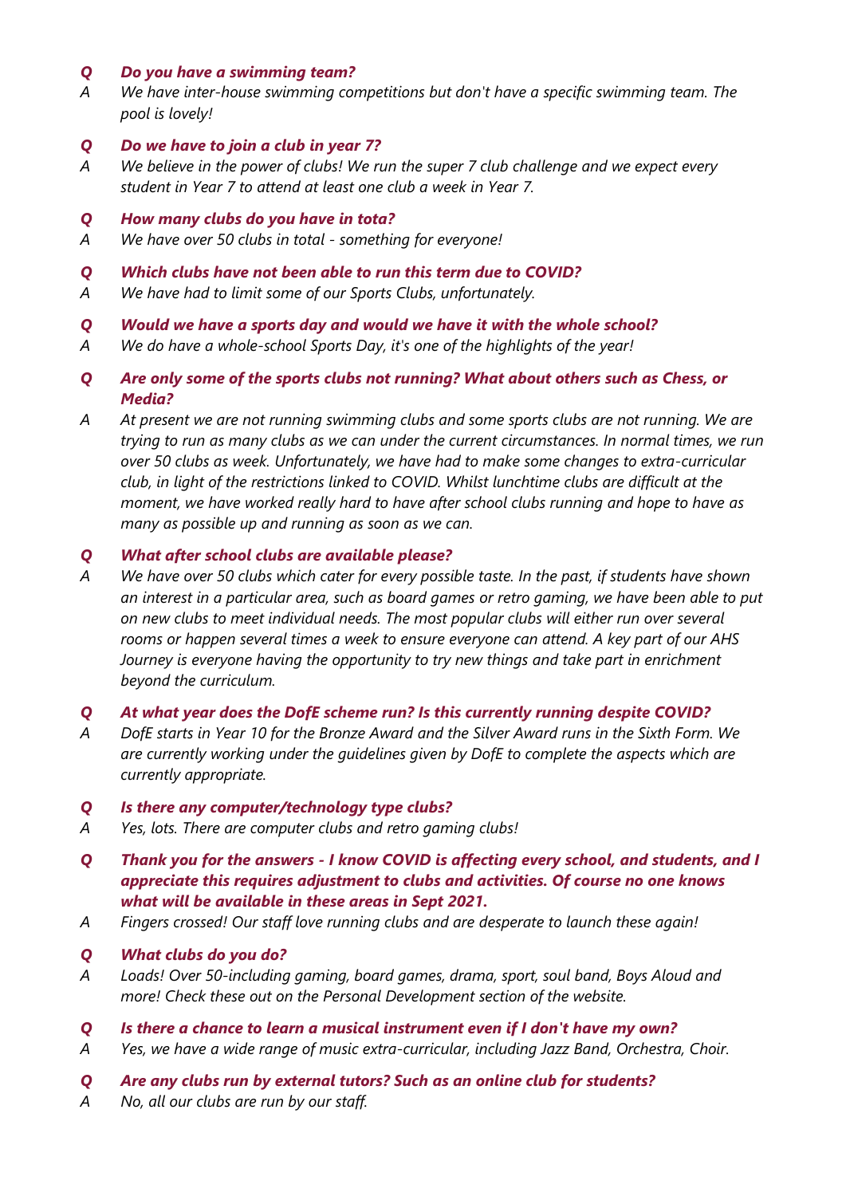*Q* ***Do you have a swimming team?***

*A* *We have inter-house swimming competitions but don't have a specific swimming team. The pool is lovely!*

*Q* ***Do we have to join a club in year 7?***

*A* *We believe in the power of clubs! We run the super 7 club challenge and we expect every student in Year 7 to attend at least one club a week in Year 7.*

*Q* ***How many clubs do you have in tota?***

*A* *We have over 50 clubs in total - something for everyone!*

*Q* ***Which clubs have not been able to run this term due to COVID?***

*A* *We have had to limit some of our Sports Clubs, unfortunately.*

*Q* ***Would we have a sports day and would we have it with the whole school?***

*A* *We do have a whole-school Sports Day, it's one of the highlights of the year!*

*Q* ***Are only some of the sports clubs not running? What about others such as Chess, or Media?***

*A* *At present we are not running swimming clubs and some sports clubs are not running. We are trying to run as many clubs as we can under the current circumstances. In normal times, we run over 50 clubs as week. Unfortunately, we have had to make some changes to extra-curricular club, in light of the restrictions linked to COVID. Whilst lunchtime clubs are difficult at the moment, we have worked really hard to have after school clubs running and hope to have as many as possible up and running as soon as we can.*

*Q* ***What after school clubs are available please?***

*A* *We have over 50 clubs which cater for every possible taste. In the past, if students have shown an interest in a particular area, such as board games or retro gaming, we have been able to put on new clubs to meet individual needs. The most popular clubs will either run over several rooms or happen several times a week to ensure everyone can attend. A key part of our AHS Journey is everyone having the opportunity to try new things and take part in enrichment beyond the curriculum.*

*Q* ***At what year does the DofE scheme run? Is this currently running despite COVID?***

*A* *DofE starts in Year 10 for the Bronze Award and the Silver Award runs in the Sixth Form. We are currently working under the guidelines given by DofE to complete the aspects which are currently appropriate.*

*Q* ***Is there any computer/technology type clubs?***

*A* *Yes, lots. There are computer clubs and retro gaming clubs!*

*Q* ***Thank you for the answers - I know COVID is affecting every school, and students, and I appreciate this requires adjustment to clubs and activities. Of course no one knows what will be available in these areas in Sept 2021.***

*A* *Fingers crossed! Our staff love running clubs and are desperate to launch these again!*

*Q* ***What clubs do you do?***

*A* *Loads! Over 50-including gaming, board games, drama, sport, soul band, Boys Aloud and more! Check these out on the Personal Development section of the website.*

*Q* ***Is there a chance to learn a musical instrument even if I don't have my own?***

*A* *Yes, we have a wide range of music extra-curricular, including Jazz Band, Orchestra, Choir.*

*Q* ***Are any clubs run by external tutors? Such as an online club for students?***

*A* *No, all our clubs are run by our staff.*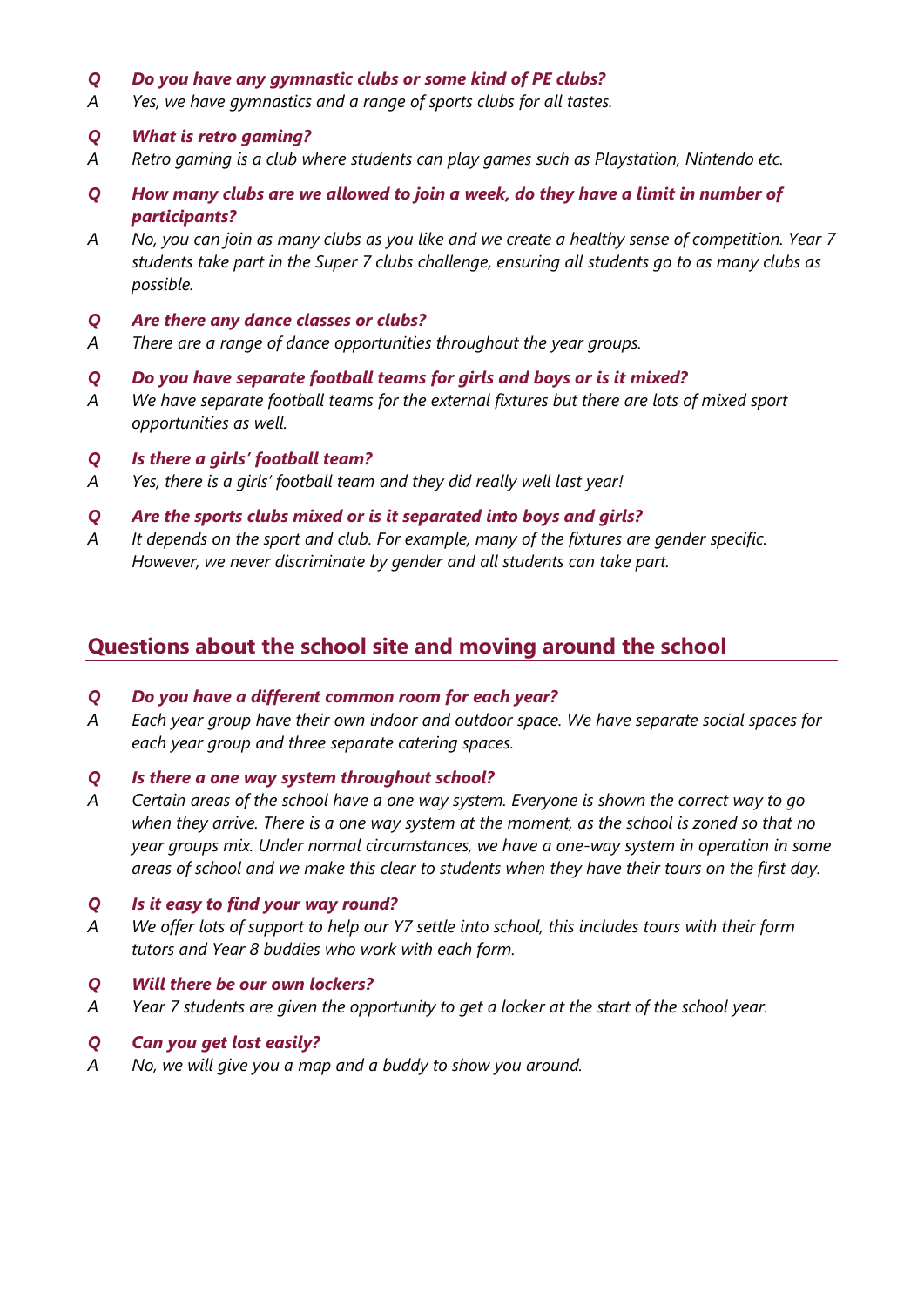***Q Do you have any gymnastic clubs or some kind of PE clubs?***

*A Yes, we have gymnastics and a range of sports clubs for all tastes.*

***Q What is retro gaming?***

*A Retro gaming is a club where students can play games such as Playstation, Nintendo etc.*

***Q How many clubs are we allowed to join a week, do they have a limit in number of participants?***

*A No, you can join as many clubs as you like and we create a healthy sense of competition. Year 7 students take part in the Super 7 clubs challenge, ensuring all students go to as many clubs as possible.*

***Q Are there any dance classes or clubs?***

*A There are a range of dance opportunities throughout the year groups.*

***Q Do you have separate football teams for girls and boys or is it mixed?***

*A We have separate football teams for the external fixtures but there are lots of mixed sport opportunities as well.*

***Q Is there a girls' football team?***

*A Yes, there is a girls' football team and they did really well last year!*

***Q Are the sports clubs mixed or is it separated into boys and girls?***

*A It depends on the sport and club. For example, many of the fixtures are gender specific. However, we never discriminate by gender and all students can take part.*

## Questions about the school site and moving around the school

***Q Do you have a different common room for each year?***

*A Each year group have their own indoor and outdoor space. We have separate social spaces for each year group and three separate catering spaces.*

***Q Is there a one way system throughout school?***

*A Certain areas of the school have a one way system. Everyone is shown the correct way to go when they arrive. There is a one way system at the moment, as the school is zoned so that no year groups mix. Under normal circumstances, we have a one-way system in operation in some areas of school and we make this clear to students when they have their tours on the first day.*

***Q Is it easy to find your way round?***

*A We offer lots of support to help our Y7 settle into school, this includes tours with their form tutors and Year 8 buddies who work with each form.*

***Q Will there be our own lockers?***

*A Year 7 students are given the opportunity to get a locker at the start of the school year.*

***Q Can you get lost easily?***

*A No, we will give you a map and a buddy to show you around.*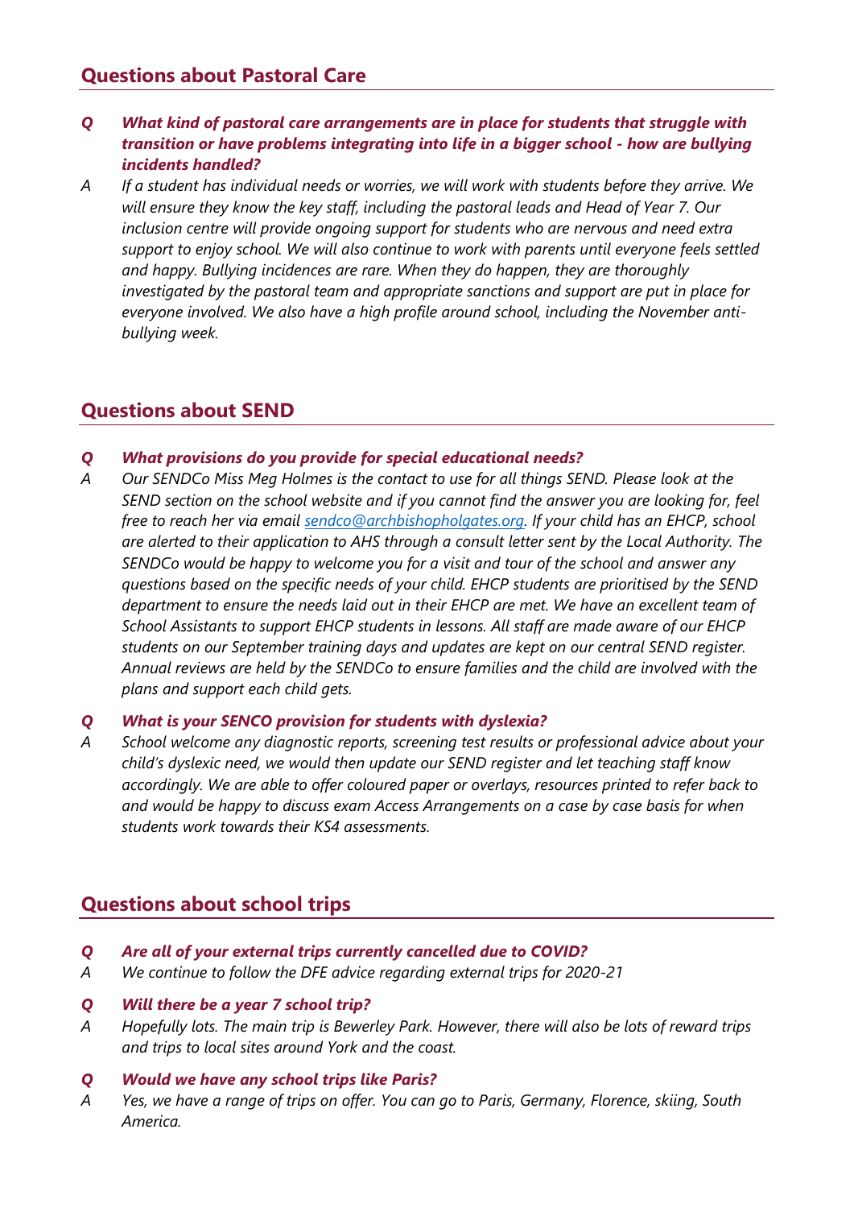## Questions about Pastoral Care

***Q What kind of pastoral care arrangements are in place for students that struggle with transition or have problems integrating into life in a bigger school - how are bullying incidents handled?***

*A If a student has individual needs or worries, we will work with students before they arrive. We will ensure they know the key staff, including the pastoral leads and Head of Year 7. Our inclusion centre will provide ongoing support for students who are nervous and need extra support to enjoy school. We will also continue to work with parents until everyone feels settled and happy. Bullying incidences are rare. When they do happen, they are thoroughly investigated by the pastoral team and appropriate sanctions and support are put in place for everyone involved. We also have a high profile around school, including the November anti-bullying week.*

## Questions about SEND

***Q What provisions do you provide for special educational needs?***

*A Our SENDCo Miss Meg Holmes is the contact to use for all things SEND. Please look at the SEND section on the school website and if you cannot find the answer you are looking for, feel free to reach her via email [sendco@archbishopholgates.org](mailto:sendco@archbishopholgates.org). If your child has an EHCP, school are alerted to their application to AHS through a consult letter sent by the Local Authority. The SENDCo would be happy to welcome you for a visit and tour of the school and answer any questions based on the specific needs of your child. EHCP students are prioritised by the SEND department to ensure the needs laid out in their EHCP are met. We have an excellent team of School Assistants to support EHCP students in lessons. All staff are made aware of our EHCP students on our September training days and updates are kept on our central SEND register. Annual reviews are held by the SENDCo to ensure families and the child are involved with the plans and support each child gets.*

***Q What is your SENCO provision for students with dyslexia?***

*A School welcome any diagnostic reports, screening test results or professional advice about your child's dyslexic need, we would then update our SEND register and let teaching staff know accordingly. We are able to offer coloured paper or overlays, resources printed to refer back to and would be happy to discuss exam Access Arrangements on a case by case basis for when students work towards their KS4 assessments.*

## Questions about school trips

***Q Are all of your external trips currently cancelled due to COVID?***

*A We continue to follow the DFE advice regarding external trips for 2020-21*

***Q Will there be a year 7 school trip?***

*A Hopefully lots. The main trip is Bewerley Park. However, there will also be lots of reward trips and trips to local sites around York and the coast.*

***Q Would we have any school trips like Paris?***

*A Yes, we have a range of trips on offer. You can go to Paris, Germany, Florence, skiing, South America.*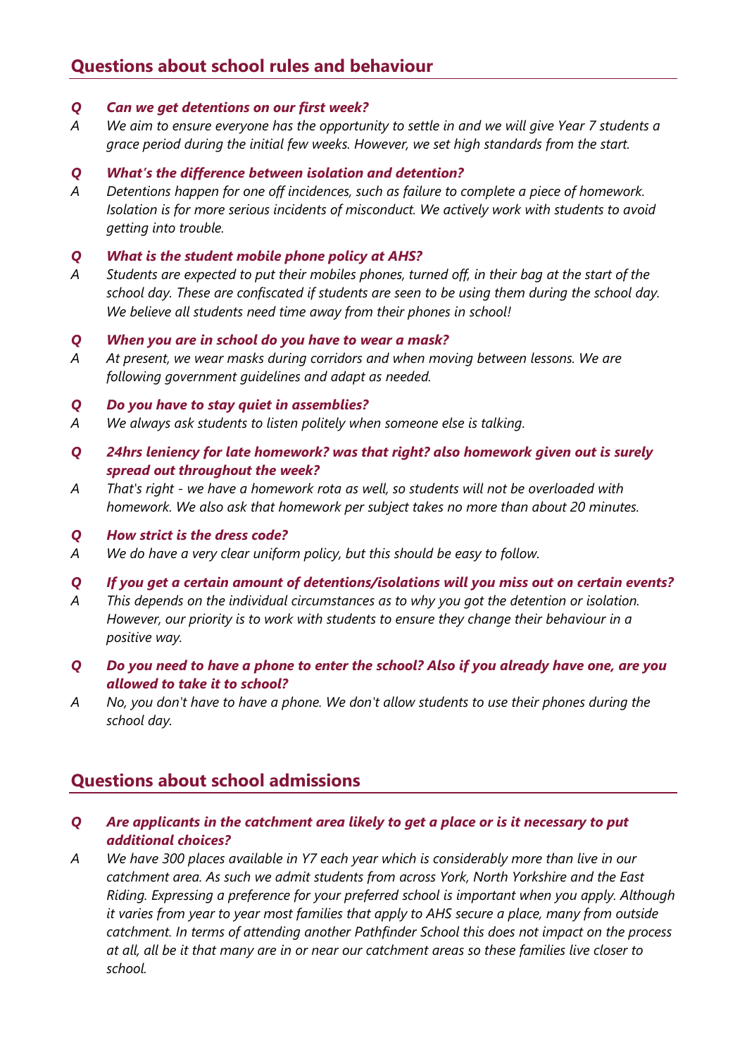## Questions about school rules and behaviour

***Q Can we get detentions on our first week?***

*A We aim to ensure everyone has the opportunity to settle in and we will give Year 7 students a grace period during the initial few weeks. However, we set high standards from the start.*

***Q What's the difference between isolation and detention?***

*A Detentions happen for one off incidences, such as failure to complete a piece of homework. Isolation is for more serious incidents of misconduct. We actively work with students to avoid getting into trouble.*

***Q What is the student mobile phone policy at AHS?***

*A Students are expected to put their mobiles phones, turned off, in their bag at the start of the school day. These are confiscated if students are seen to be using them during the school day. We believe all students need time away from their phones in school!*

***Q When you are in school do you have to wear a mask?***

*A At present, we wear masks during corridors and when moving between lessons. We are following government guidelines and adapt as needed.*

***Q Do you have to stay quiet in assemblies?***

*A We always ask students to listen politely when someone else is talking.*

***Q 24hrs leniency for late homework? was that right? also homework given out is surely spread out throughout the week?***

*A That's right - we have a homework rota as well, so students will not be overloaded with homework. We also ask that homework per subject takes no more than about 20 minutes.*

***Q How strict is the dress code?***

*A We do have a very clear uniform policy, but this should be easy to follow.*

***Q If you get a certain amount of detentions/isolations will you miss out on certain events?***

*A This depends on the individual circumstances as to why you got the detention or isolation. However, our priority is to work with students to ensure they change their behaviour in a positive way.*

***Q Do you need to have a phone to enter the school? Also if you already have one, are you allowed to take it to school?***

*A No, you don't have to have a phone. We don't allow students to use their phones during the school day.*

## Questions about school admissions

***Q Are applicants in the catchment area likely to get a place or is it necessary to put additional choices?***

*A We have 300 places available in Y7 each year which is considerably more than live in our catchment area. As such we admit students from across York, North Yorkshire and the East Riding. Expressing a preference for your preferred school is important when you apply. Although it varies from year to year most families that apply to AHS secure a place, many from outside catchment. In terms of attending another Pathfinder School this does not impact on the process at all, all be it that many are in or near our catchment areas so these families live closer to school.*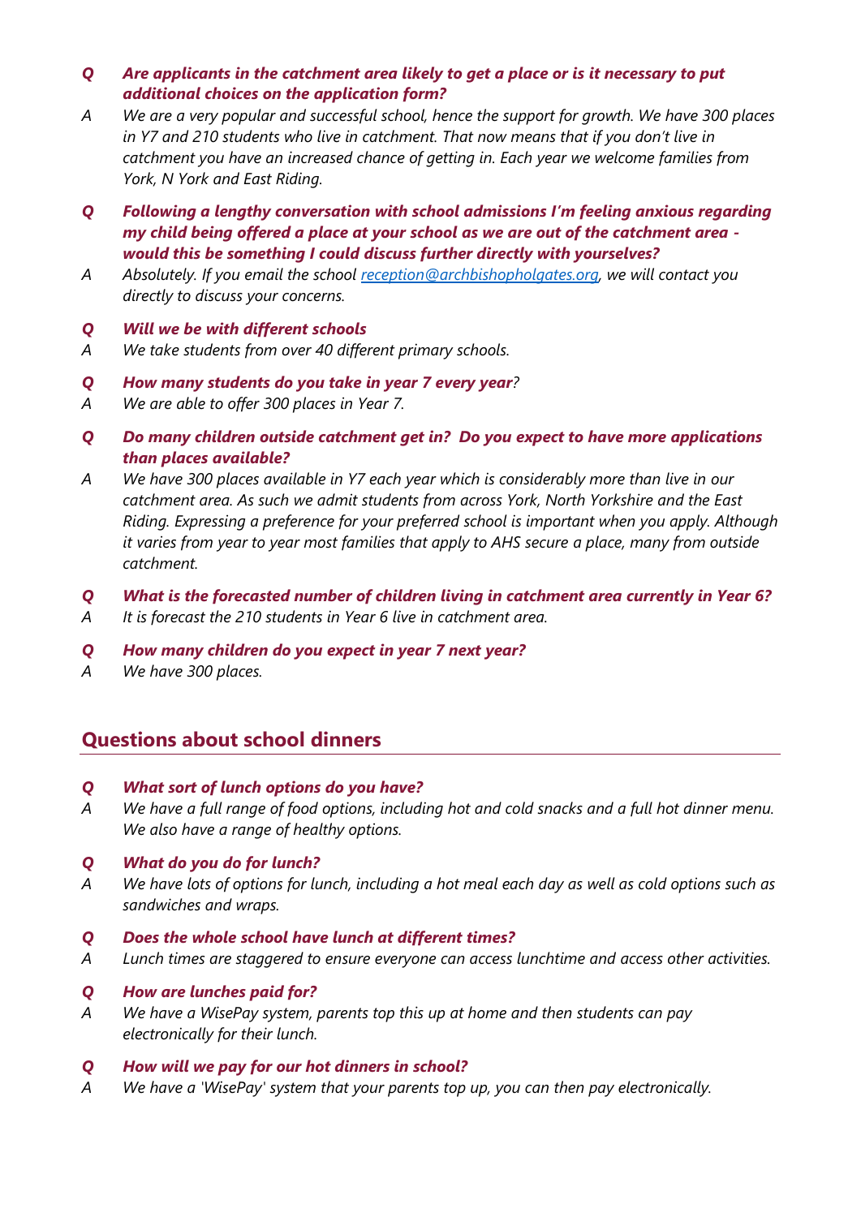***Q*** ***Are applicants in the catchment area likely to get a place or is it necessary to put additional choices on the application form?***

*A* *We are a very popular and successful school, hence the support for growth. We have 300 places in Y7 and 210 students who live in catchment. That now means that if you don't live in catchment you have an increased chance of getting in. Each year we welcome families from York, N York and East Riding.*

***Q*** ***Following a lengthy conversation with school admissions I'm feeling anxious regarding my child being offered a place at your school as we are out of the catchment area - would this be something I could discuss further directly with yourselves?***

*A* *Absolutely. If you email the school [reception@archbishopholgates.org](mailto:reception@archbishopholgates.org), we will contact you directly to discuss your concerns.*

***Q*** ***Will we be with different schools***

*A* *We take students from over 40 different primary schools.*

***Q*** ***How many students do you take in year 7 every year****?*

*A* *We are able to offer 300 places in Year 7.*

***Q*** ***Do many children outside catchment get in? Do you expect to have more applications than places available?***

*A* *We have 300 places available in Y7 each year which is considerably more than live in our catchment area. As such we admit students from across York, North Yorkshire and the East Riding. Expressing a preference for your preferred school is important when you apply. Although it varies from year to year most families that apply to AHS secure a place, many from outside catchment.*

***Q*** ***What is the forecasted number of children living in catchment area currently in Year 6?***

*A* *It is forecast the 210 students in Year 6 live in catchment area.*

***Q*** ***How many children do you expect in year 7 next year?***

*A* *We have 300 places.*

## Questions about school dinners

***Q*** ***What sort of lunch options do you have?***

*A* *We have a full range of food options, including hot and cold snacks and a full hot dinner menu. We also have a range of healthy options.*

***Q*** ***What do you do for lunch?***

*A* *We have lots of options for lunch, including a hot meal each day as well as cold options such as sandwiches and wraps.*

***Q*** ***Does the whole school have lunch at different times?***

*A* *Lunch times are staggered to ensure everyone can access lunchtime and access other activities.*

***Q*** ***How are lunches paid for?***

*A* *We have a WisePay system, parents top this up at home and then students can pay electronically for their lunch.*

***Q*** ***How will we pay for our hot dinners in school?***

*A* *We have a 'WisePay' system that your parents top up, you can then pay electronically.*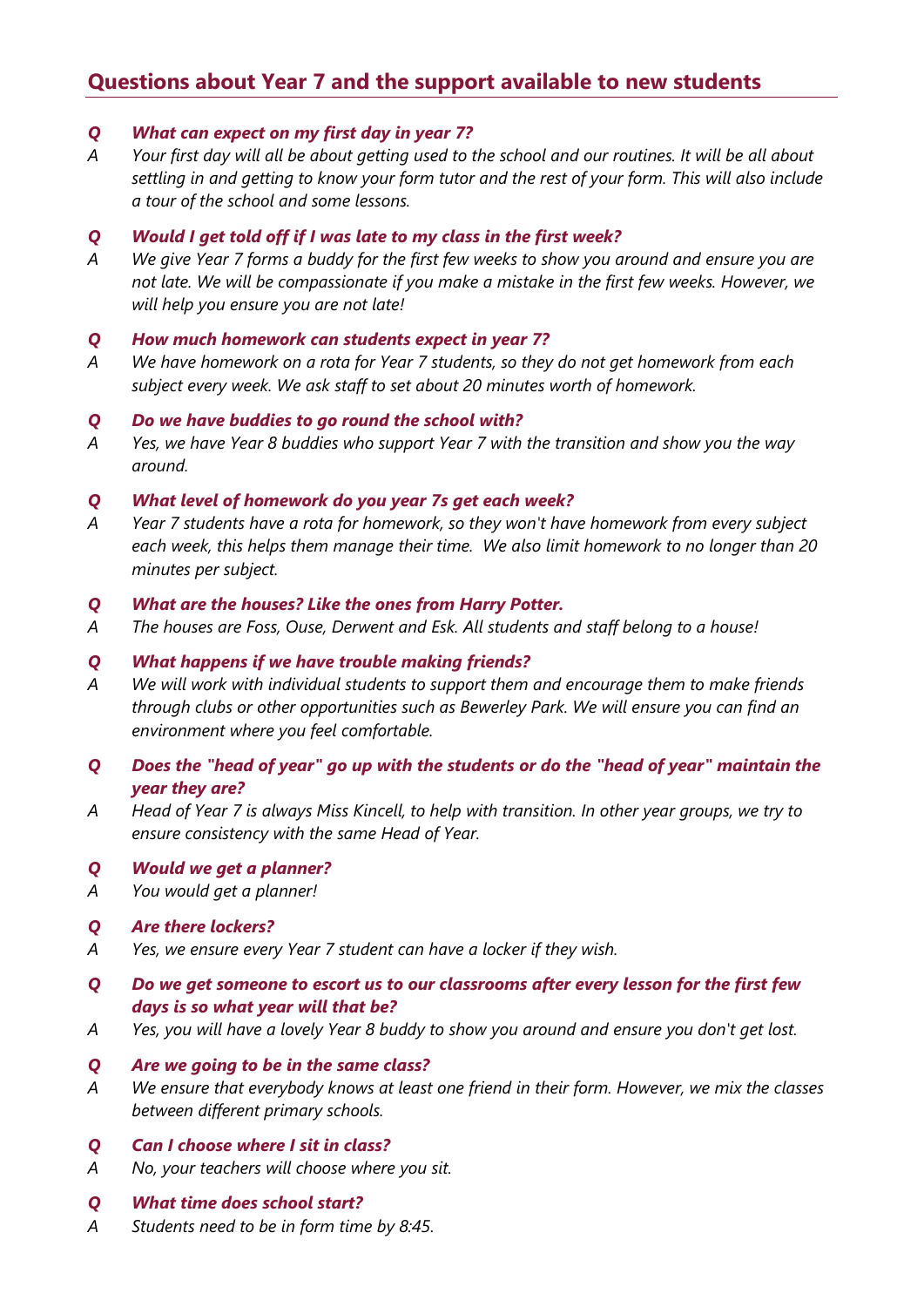## Questions about Year 7 and the support available to new students

**_Q What can expect on my first day in year 7?_**

*A Your first day will all be about getting used to the school and our routines. It will be all about settling in and getting to know your form tutor and the rest of your form. This will also include a tour of the school and some lessons.*

**_Q Would I get told off if I was late to my class in the first week?_**

*A We give Year 7 forms a buddy for the first few weeks to show you around and ensure you are not late. We will be compassionate if you make a mistake in the first few weeks. However, we will help you ensure you are not late!*

**_Q How much homework can students expect in year 7?_**

*A We have homework on a rota for Year 7 students, so they do not get homework from each subject every week. We ask staff to set about 20 minutes worth of homework.*

**_Q Do we have buddies to go round the school with?_**

*A Yes, we have Year 8 buddies who support Year 7 with the transition and show you the way around.*

**_Q What level of homework do you year 7s get each week?_**

*A Year 7 students have a rota for homework, so they won't have homework from every subject each week, this helps them manage their time. We also limit homework to no longer than 20 minutes per subject.*

**_Q What are the houses? Like the ones from Harry Potter._**

*A The houses are Foss, Ouse, Derwent and Esk. All students and staff belong to a house!*

**_Q What happens if we have trouble making friends?_**

*A We will work with individual students to support them and encourage them to make friends through clubs or other opportunities such as Bewerley Park. We will ensure you can find an environment where you feel comfortable.*

**_Q Does the "head of year" go up with the students or do the "head of year" maintain the year they are?_**

*A Head of Year 7 is always Miss Kincell, to help with transition. In other year groups, we try to ensure consistency with the same Head of Year.*

**_Q Would we get a planner?_**

*A You would get a planner!*

**_Q Are there lockers?_**

*A Yes, we ensure every Year 7 student can have a locker if they wish.*

**_Q Do we get someone to escort us to our classrooms after every lesson for the first few days is so what year will that be?_**

*A Yes, you will have a lovely Year 8 buddy to show you around and ensure you don't get lost.*

**_Q Are we going to be in the same class?_**

*A We ensure that everybody knows at least one friend in their form. However, we mix the classes between different primary schools.*

**_Q Can I choose where I sit in class?_**

*A No, your teachers will choose where you sit.*

**_Q What time does school start?_**

*A Students need to be in form time by 8:45.*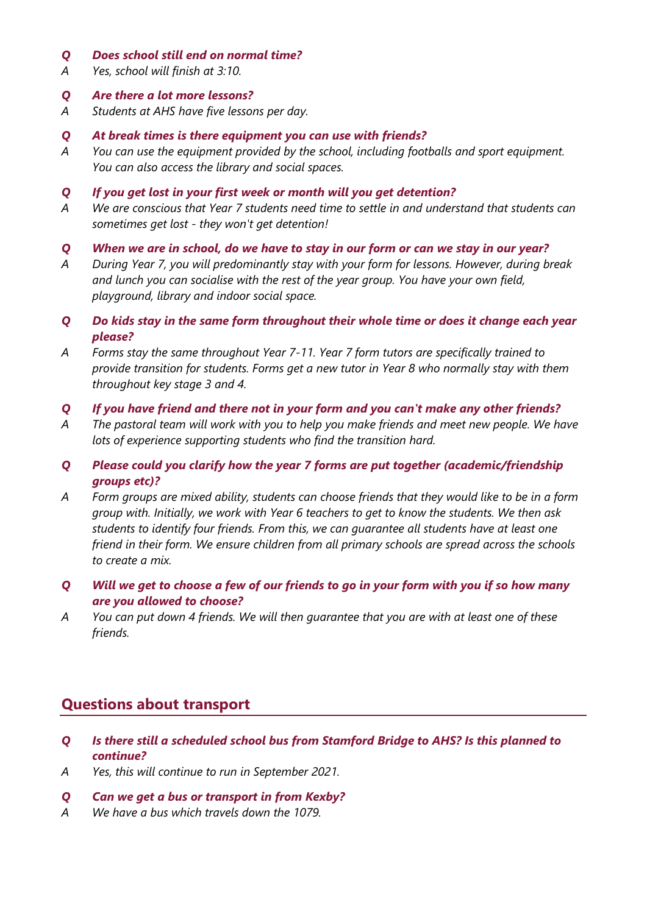***Q Does school still end on normal time?***

*A Yes, school will finish at 3:10.*

***Q Are there a lot more lessons?***

*A Students at AHS have five lessons per day.*

***Q At break times is there equipment you can use with friends?***

*A You can use the equipment provided by the school, including footballs and sport equipment. You can also access the library and social spaces.*

***Q If you get lost in your first week or month will you get detention?***

*A We are conscious that Year 7 students need time to settle in and understand that students can sometimes get lost - they won't get detention!*

***Q When we are in school, do we have to stay in our form or can we stay in our year?***

*A During Year 7, you will predominantly stay with your form for lessons. However, during break and lunch you can socialise with the rest of the year group. You have your own field, playground, library and indoor social space.*

***Q Do kids stay in the same form throughout their whole time or does it change each year please?***

*A Forms stay the same throughout Year 7-11. Year 7 form tutors are specifically trained to provide transition for students. Forms get a new tutor in Year 8 who normally stay with them throughout key stage 3 and 4.*

***Q If you have friend and there not in your form and you can't make any other friends?***

*A The pastoral team will work with you to help you make friends and meet new people. We have lots of experience supporting students who find the transition hard.*

***Q Please could you clarify how the year 7 forms are put together (academic/friendship groups etc)?***

*A Form groups are mixed ability, students can choose friends that they would like to be in a form group with. Initially, we work with Year 6 teachers to get to know the students. We then ask students to identify four friends. From this, we can guarantee all students have at least one friend in their form. We ensure children from all primary schools are spread across the schools to create a mix.*

***Q Will we get to choose a few of our friends to go in your form with you if so how many are you allowed to choose?***

*A You can put down 4 friends. We will then guarantee that you are with at least one of these friends.*

## Questions about transport

***Q Is there still a scheduled school bus from Stamford Bridge to AHS? Is this planned to continue?***

*A Yes, this will continue to run in September 2021.*

***Q Can we get a bus or transport in from Kexby?***

*A We have a bus which travels down the 1079.*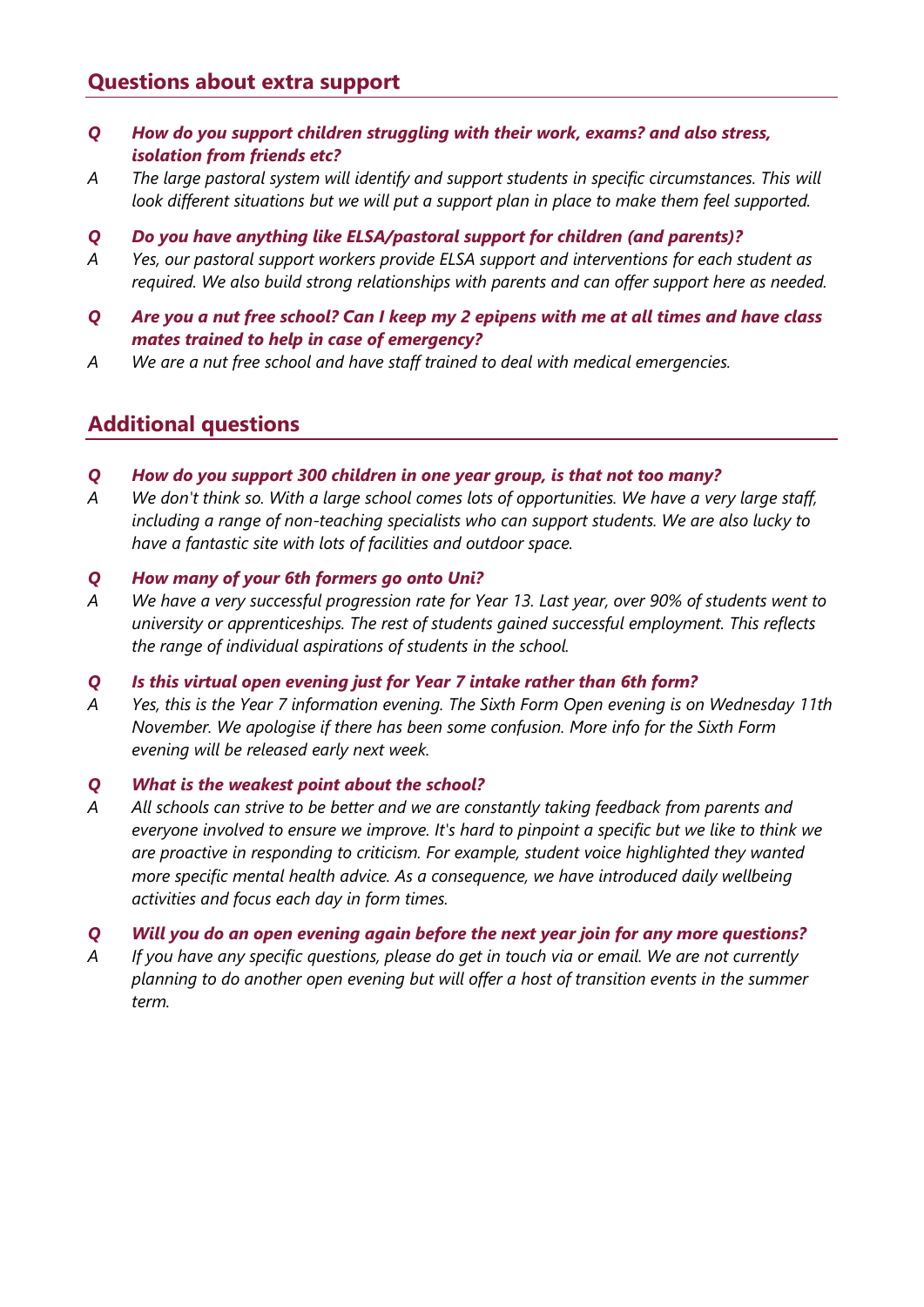## Questions about extra support

***Q How do you support children struggling with their work, exams? and also stress, isolation from friends etc?***

*A The large pastoral system will identify and support students in specific circumstances. This will look different situations but we will put a support plan in place to make them feel supported.*

***Q Do you have anything like ELSA/pastoral support for children (and parents)?***

*A Yes, our pastoral support workers provide ELSA support and interventions for each student as required. We also build strong relationships with parents and can offer support here as needed.*

***Q Are you a nut free school? Can I keep my 2 epipens with me at all times and have class mates trained to help in case of emergency?***

*A We are a nut free school and have staff trained to deal with medical emergencies.*

## Additional questions

***Q How do you support 300 children in one year group, is that not too many?***

*A We don't think so. With a large school comes lots of opportunities. We have a very large staff, including a range of non-teaching specialists who can support students. We are also lucky to have a fantastic site with lots of facilities and outdoor space.*

***Q How many of your 6th formers go onto Uni?***

*A We have a very successful progression rate for Year 13. Last year, over 90% of students went to university or apprenticeships. The rest of students gained successful employment. This reflects the range of individual aspirations of students in the school.*

***Q Is this virtual open evening just for Year 7 intake rather than 6th form?***

*A Yes, this is the Year 7 information evening. The Sixth Form Open evening is on Wednesday 11th November. We apologise if there has been some confusion. More info for the Sixth Form evening will be released early next week.*

***Q What is the weakest point about the school?***

*A All schools can strive to be better and we are constantly taking feedback from parents and everyone involved to ensure we improve. It's hard to pinpoint a specific but we like to think we are proactive in responding to criticism. For example, student voice highlighted they wanted more specific mental health advice. As a consequence, we have introduced daily wellbeing activities and focus each day in form times.*

***Q Will you do an open evening again before the next year join for any more questions?***

*A If you have any specific questions, please do get in touch via or email. We are not currently planning to do another open evening but will offer a host of transition events in the summer term.*